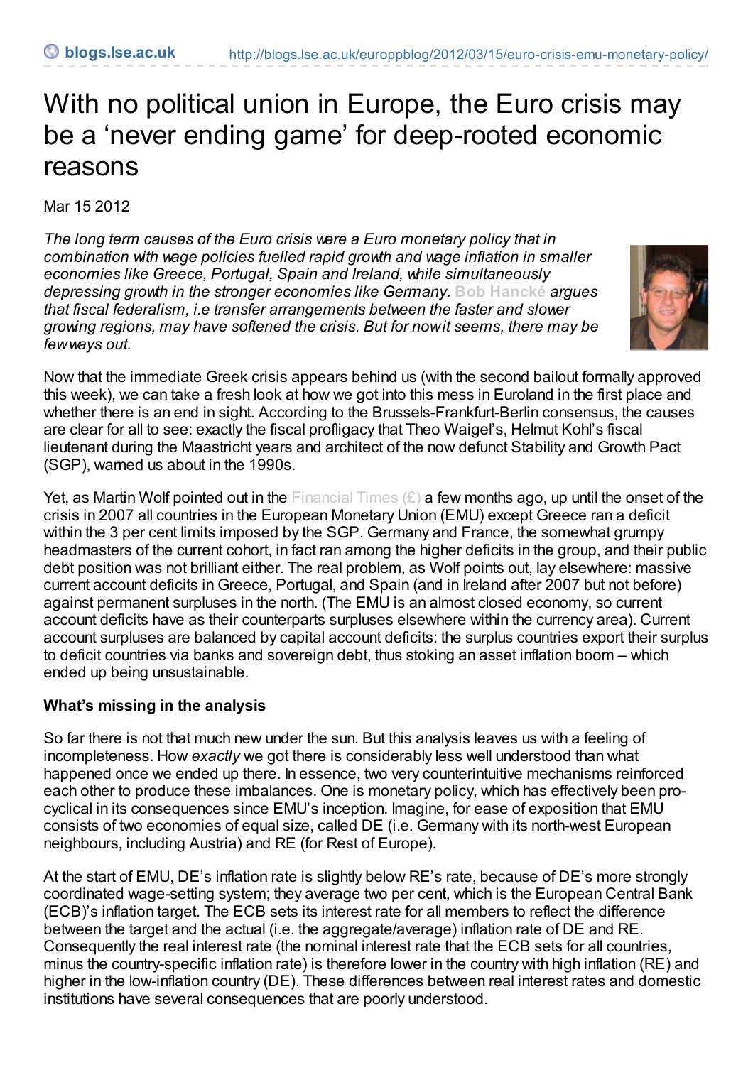# With no political union in Europe, the Euro crisis may be a 'never ending game' for deep-rooted economic reasons

Mar 15 2012

*The long term causes of the Euro crisis were a Euro monetary policy that in combination with wage policies fuelled rapid growth and wage inflation in smaller economies like Greece, Portugal, Spain and Ireland, while simultaneously depressing growth in the stronger economies like Germany. Bob Hancké argues that fiscal federalism, i.e transfer arrangements between the faster and slower growing regions, may have softened the crisis. But for now it seems, there may be few ways out.*

Now that the immediate Greek crisis appears behind us (with the second bailout formally approved this week), we can take a fresh look at how we got into this mess in Euroland in the first place and whether there is an end in sight. According to the Brussels-Frankfurt-Berlin consensus, the causes are clear for all to see: exactly the fiscal profligacy that Theo Waigel's, Helmut Kohl's fiscal lieutenant during the Maastricht years and architect of the now defunct Stability and Growth Pact (SGP), warned us about in the 1990s.

Yet, as Martin Wolf pointed out in the Financial Times (£) a few months ago, up until the onset of the crisis in 2007 all countries in the European Monetary Union (EMU) except Greece ran a deficit within the 3 per cent limits imposed by the SGP. Germany and France, the somewhat grumpy headmasters of the current cohort, in fact ran among the higher deficits in the group, and their public debt position was not brilliant either. The real problem, as Wolf points out, lay elsewhere: massive current account deficits in Greece, Portugal, and Spain (and in Ireland after 2007 but not before) against permanent surpluses in the north. (The EMU is an almost closed economy, so current account deficits have as their counterparts surpluses elsewhere within the currency area). Current account surpluses are balanced by capital account deficits: the surplus countries export their surplus to deficit countries via banks and sovereign debt, thus stoking an asset inflation boom – which ended up being unsustainable.

**What's missing in the analysis**

So far there is not that much new under the sun. But this analysis leaves us with a feeling of incompleteness. How *exactly* we got there is considerably less well understood than what happened once we ended up there. In essence, two very counterintuitive mechanisms reinforced each other to produce these imbalances. One is monetary policy, which has effectively been pro-cyclical in its consequences since EMU's inception. Imagine, for ease of exposition that EMU consists of two economies of equal size, called DE (i.e. Germany with its north-west European neighbours, including Austria) and RE (for Rest of Europe).

At the start of EMU, DE's inflation rate is slightly below RE's rate, because of DE's more strongly coordinated wage-setting system; they average two per cent, which is the European Central Bank (ECB)'s inflation target. The ECB sets its interest rate for all members to reflect the difference between the target and the actual (i.e. the aggregate/average) inflation rate of DE and RE. Consequently the real interest rate (the nominal interest rate that the ECB sets for all countries, minus the country-specific inflation rate) is therefore lower in the country with high inflation (RE) and higher in the low-inflation country (DE). These differences between real interest rates and domestic institutions have several consequences that are poorly understood.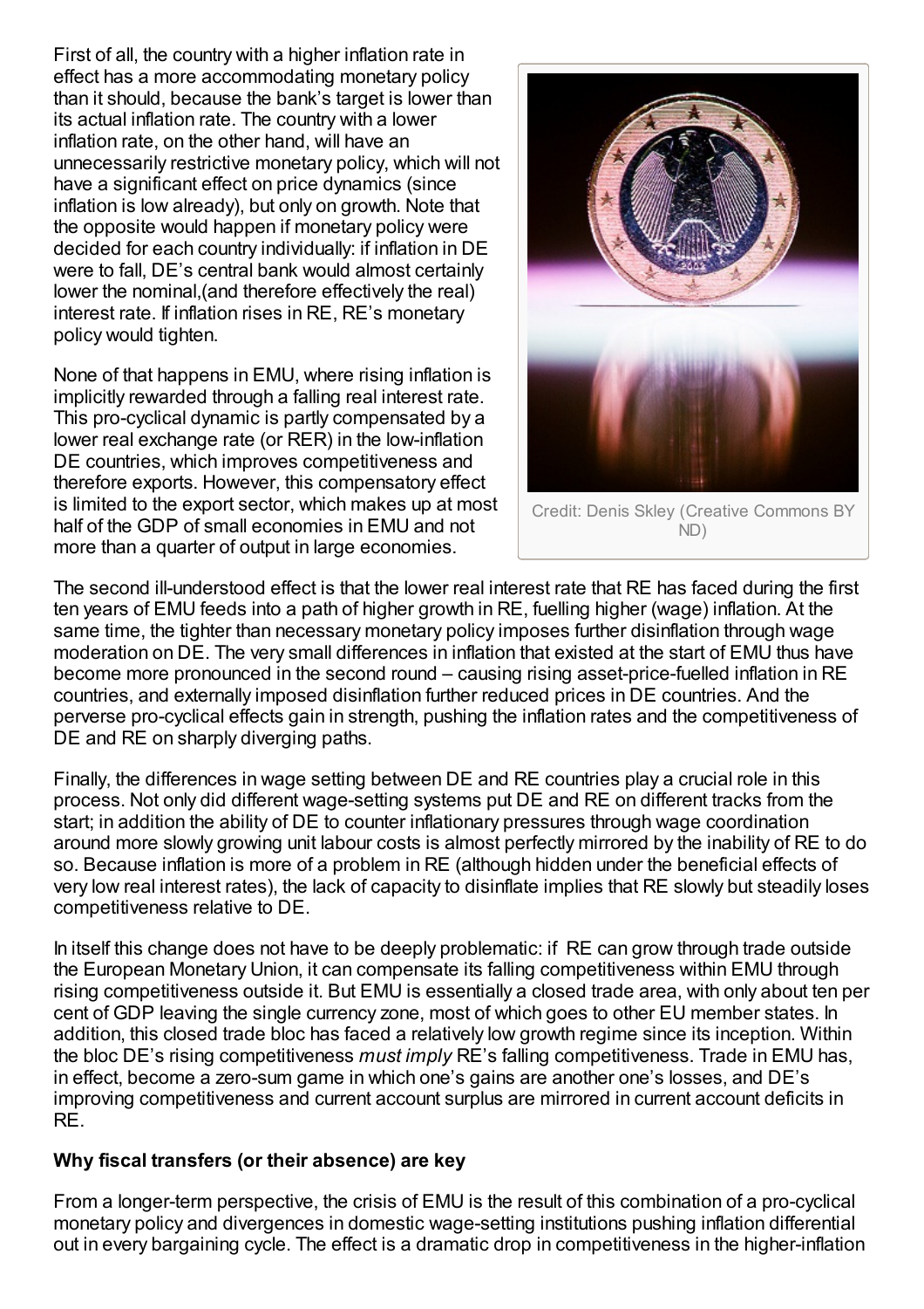First of all, the country with a higher inflation rate in effect has a more accommodating monetary policy than it should, because the bank's target is lower than its actual inflation rate. The country with a lower inflation rate, on the other hand, will have an unnecessarily restrictive monetary policy, which will not have a significant effect on price dynamics (since inflation is low already), but only on growth. Note that the opposite would happen if monetary policy were decided for each country individually: if inflation in DE were to fall, DE's central bank would almost certainly lower the nominal,(and therefore effectively the real) interest rate. If inflation rises in RE, RE's monetary policy would tighten.

None of that happens in EMU, where rising inflation is implicitly rewarded through a falling real interest rate. This pro-cyclical dynamic is partly compensated by a lower real exchange rate (or RER) in the low-inflation DE countries, which improves competitiveness and therefore exports. However, this compensatory effect is limited to the export sector, which makes up at most half of the GDP of small economies in EMU and not more than a quarter of output in large economies.

Credit: Denis Skley (Creative Commons BY ND)

The second ill-understood effect is that the lower real interest rate that RE has faced during the first ten years of EMU feeds into a path of higher growth in RE, fuelling higher (wage) inflation. At the same time, the tighter than necessary monetary policy imposes further disinflation through wage moderation on DE. The very small differences in inflation that existed at the start of EMU thus have become more pronounced in the second round – causing rising asset-price-fuelled inflation in RE countries, and externally imposed disinflation further reduced prices in DE countries. And the perverse pro-cyclical effects gain in strength, pushing the inflation rates and the competitiveness of DE and RE on sharply diverging paths.

Finally, the differences in wage setting between DE and RE countries play a crucial role in this process. Not only did different wage-setting systems put DE and RE on different tracks from the start; in addition the ability of DE to counter inflationary pressures through wage coordination around more slowly growing unit labour costs is almost perfectly mirrored by the inability of RE to do so. Because inflation is more of a problem in RE (although hidden under the beneficial effects of very low real interest rates), the lack of capacity to disinflate implies that RE slowly but steadily loses competitiveness relative to DE.

In itself this change does not have to be deeply problematic: if RE can grow through trade outside the European Monetary Union, it can compensate its falling competitiveness within EMU through rising competitiveness outside it. But EMU is essentially a closed trade area, with only about ten per cent of GDP leaving the single currency zone, most of which goes to other EU member states. In addition, this closed trade bloc has faced a relatively low growth regime since its inception. Within the bloc DE's rising competitiveness *must imply* RE's falling competitiveness. Trade in EMU has, in effect, become a zero-sum game in which one's gains are another one's losses, and DE's improving competitiveness and current account surplus are mirrored in current account deficits in RE.

**Why fiscal transfers (or their absence) are key**

From a longer-term perspective, the crisis of EMU is the result of this combination of a pro-cyclical monetary policy and divergences in domestic wage-setting institutions pushing inflation differential out in every bargaining cycle. The effect is a dramatic drop in competitiveness in the higher-inflation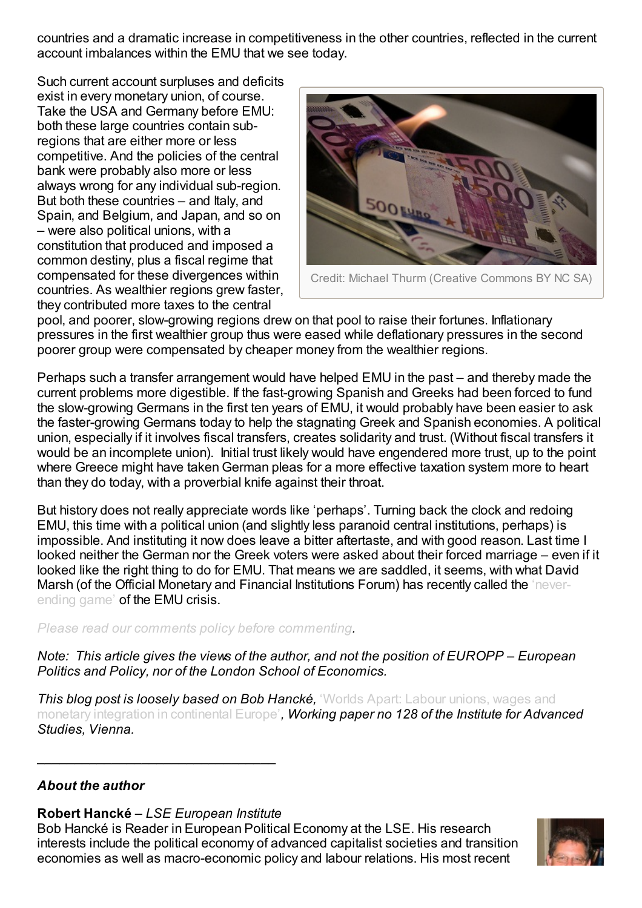countries and a dramatic increase in competitiveness in the other countries, reflected in the current account imbalances within the EMU that we see today.

Such current account surpluses and deficits exist in every monetary union, of course. Take the USA and Germany before EMU: both these large countries contain sub-regions that are either more or less competitive. And the policies of the central bank were probably also more or less always wrong for any individual sub-region. But both these countries – and Italy, and Spain, and Belgium, and Japan, and so on – were also political unions, with a constitution that produced and imposed a common destiny, plus a fiscal regime that compensated for these divergences within countries. As wealthier regions grew faster, they contributed more taxes to the central pool, and poorer, slow-growing regions drew on that pool to raise their fortunes. Inflationary pressures in the first wealthier group thus were eased while deflationary pressures in the second poorer group were compensated by cheaper money from the wealthier regions.

Credit: Michael Thurm (Creative Commons BY NC SA)

Perhaps such a transfer arrangement would have helped EMU in the past – and thereby made the current problems more digestible. If the fast-growing Spanish and Greeks had been forced to fund the slow-growing Germans in the first ten years of EMU, it would probably have been easier to ask the faster-growing Germans today to help the stagnating Greek and Spanish economies. A political union, especially if it involves fiscal transfers, creates solidarity and trust. (Without fiscal transfers it would be an incomplete union). Initial trust likely would have engendered more trust, up to the point where Greece might have taken German pleas for a more effective taxation system more to heart than they do today, with a proverbial knife against their throat.

But history does not really appreciate words like 'perhaps'. Turning back the clock and redoing EMU, this time with a political union (and slightly less paranoid central institutions, perhaps) is impossible. And instituting it now does leave a bitter aftertaste, and with good reason. Last time I looked neither the German nor the Greek voters were asked about their forced marriage – even if it looked like the right thing to do for EMU. That means we are saddled, it seems, with what David Marsh (of the Official Monetary and Financial Institutions Forum) has recently called the 'never-ending game' of the EMU crisis.

*Please read our comments policy before commenting.*

*Note: This article gives the views of the author, and not the position of EUROPP – European Politics and Policy, nor of the London School of Economics.*

*This blog post is loosely based on Bob Hancké,* 'Worlds Apart: Labour unions, wages and monetary integration in continental Europe'*, Working paper no 128 of the Institute for Advanced Studies, Vienna.*

---

***About the author***

**Robert Hancké** – *LSE European Institute*
Bob Hancké is Reader in European Political Economy at the LSE. His research interests include the political economy of advanced capitalist societies and transition economies as well as macro-economic policy and labour relations. His most recent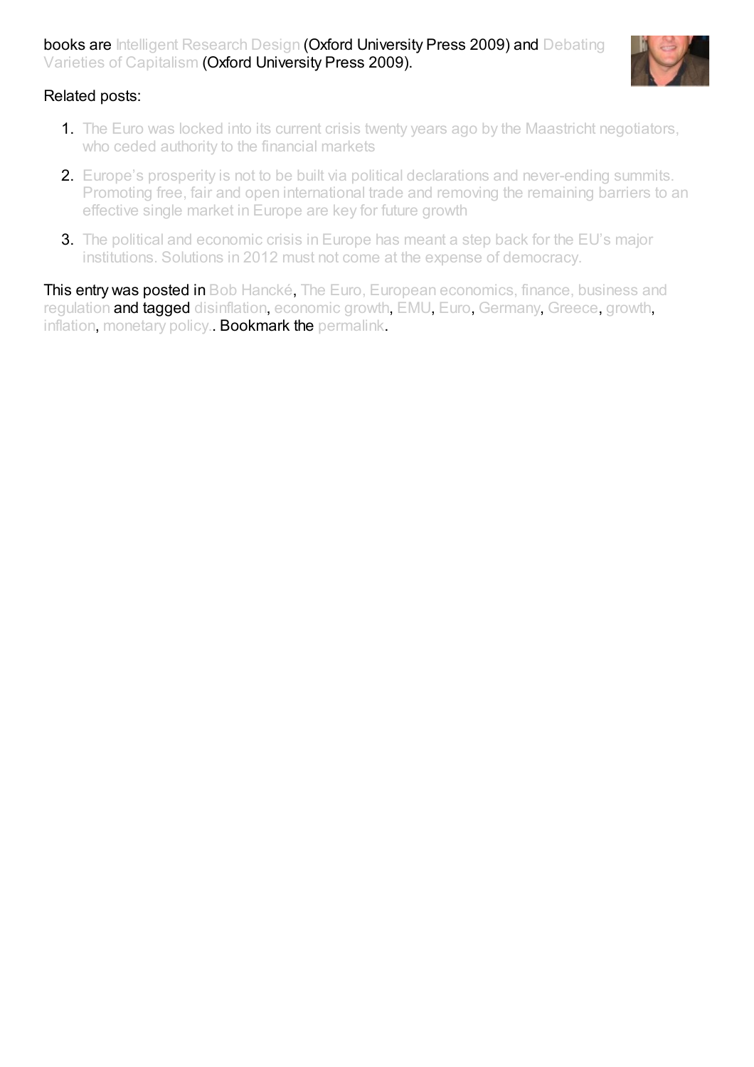books are Intelligent Research Design (Oxford University Press 2009) and Debating Varieties of Capitalism (Oxford University Press 2009).

Related posts:

1. The Euro was locked into its current crisis twenty years ago by the Maastricht negotiators, who ceded authority to the financial markets
2. Europe's prosperity is not to be built via political declarations and never-ending summits. Promoting free, fair and open international trade and removing the remaining barriers to an effective single market in Europe are key for future growth
3. The political and economic crisis in Europe has meant a step back for the EU's major institutions. Solutions in 2012 must not come at the expense of democracy.

This entry was posted in Bob Hancké, The Euro, European economics, finance, business and regulation and tagged disinflation, economic growth, EMU, Euro, Germany, Greece, growth, inflation, monetary policy. Bookmark the permalink.